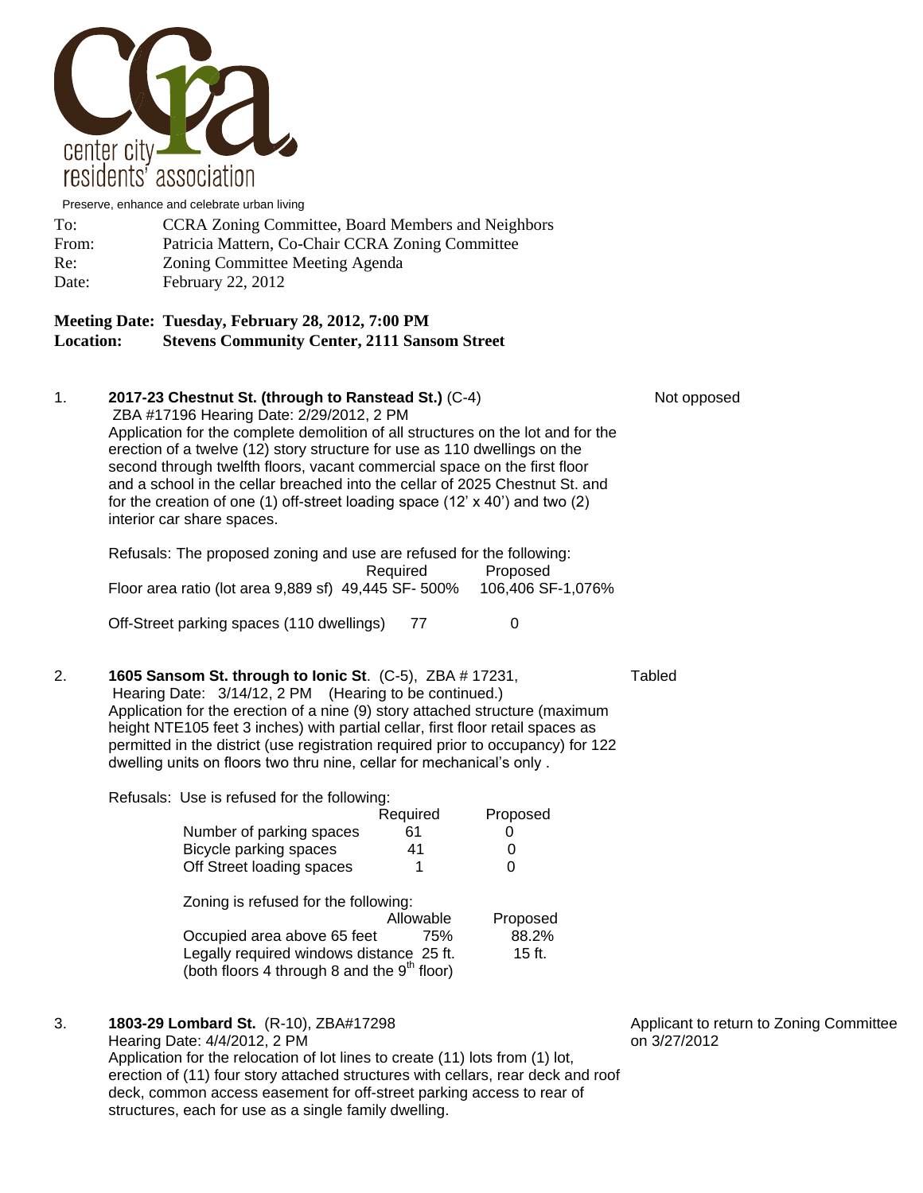center city residents' association

Preserve, enhance and celebrate urban living

To: CCRA Zoning Committee, Board Members and Neighbors
From: Patricia Mattern, Co-Chair CCRA Zoning Committee
Re: Zoning Committee Meeting Agenda
Date: February 22, 2012

**Meeting Date: Tuesday, February 28, 2012, 7:00 PM**
**Location: Stevens Community Center, 2111 Sansom Street**

1. **2017-23 Chestnut St. (through to Ranstead St.)** (C-4) — Not opposed

   ZBA #17196 Hearing Date: 2/29/2012, 2 PM
   Application for the complete demolition of all structures on the lot and for the erection of a twelve (12) story structure for use as 110 dwellings on the second through twelfth floors, vacant commercial space on the first floor and a school in the cellar breached into the cellar of 2025 Chestnut St. and for the creation of one (1) off-street loading space (12' x 40') and two (2) interior car share spaces.

   Refusals: The proposed zoning and use are refused for the following:

   | | Required | Proposed |
   |---|---|---|
   | Floor area ratio (lot area 9,889 sf) | 49,445 SF- 500% | 106,406 SF-1,076% |
   | Off-Street parking spaces (110 dwellings) | 77 | 0 |

2. **1605 Sansom St. through to Ionic St**. (C-5), ZBA # 17231, — Tabled

   Hearing Date: 3/14/12, 2 PM (Hearing to be continued.)
   Application for the erection of a nine (9) story attached structure (maximum height NTE105 feet 3 inches) with partial cellar, first floor retail spaces as permitted in the district (use registration required prior to occupancy) for 122 dwelling units on floors two thru nine, cellar for mechanical's only .

   Refusals: Use is refused for the following:

   | | Required | Proposed |
   |---|---|---|
   | Number of parking spaces | 61 | 0 |
   | Bicycle parking spaces | 41 | 0 |
   | Off Street loading spaces | 1 | 0 |

   Zoning is refused for the following:

   | | Allowable | Proposed |
   |---|---|---|
   | Occupied area above 65 feet | 75% | 88.2% |
   | Legally required windows distance (both floors 4 through 8 and the 9th floor) | 25 ft. | 15 ft. |

3. **1803-29 Lombard St.** (R-10), ZBA#17298 — Applicant to return to Zoning Committee on 3/27/2012

   Hearing Date: 4/4/2012, 2 PM
   Application for the relocation of lot lines to create (11) lots from (1) lot, erection of (11) four story attached structures with cellars, rear deck and roof deck, common access easement for off-street parking access to rear of structures, each for use as a single family dwelling.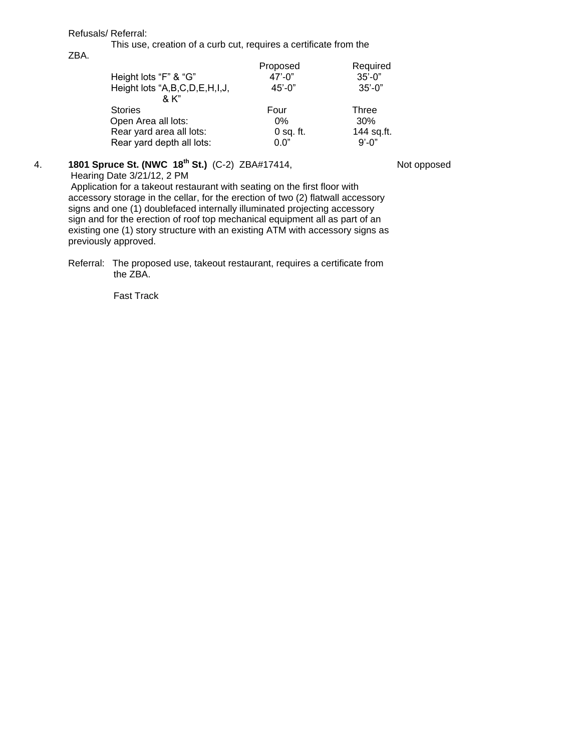Refusals/ Referral:

This use, creation of a curb cut, requires a certificate from the ZBA.

| | Proposed | Required |
|---|---|---|
| Height lots "F" & "G" | 47'-0" | 35'-0" |
| Height lots "A,B,C,D,E,H,I,J, & K" | 45'-0" | 35'-0" |
| Stories | Four | Three |
| Open Area all lots: | 0% | 30% |
| Rear yard area all lots: | 0 sq. ft. | 144 sq.ft. |
| Rear yard depth all lots: | 0.0" | 9'-0" |

4. **1801 Spruce St. (NWC 18th St.)** (C-2) ZBA#17414, Not opposed

Hearing Date 3/21/12, 2 PM

Application for a takeout restaurant with seating on the first floor with accessory storage in the cellar, for the erection of two (2) flatwall accessory signs and one (1) doublefaced internally illuminated projecting accessory sign and for the erection of roof top mechanical equipment all as part of an existing one (1) story structure with an existing ATM with accessory signs as previously approved.

Referral: The proposed use, takeout restaurant, requires a certificate from the ZBA.

Fast Track